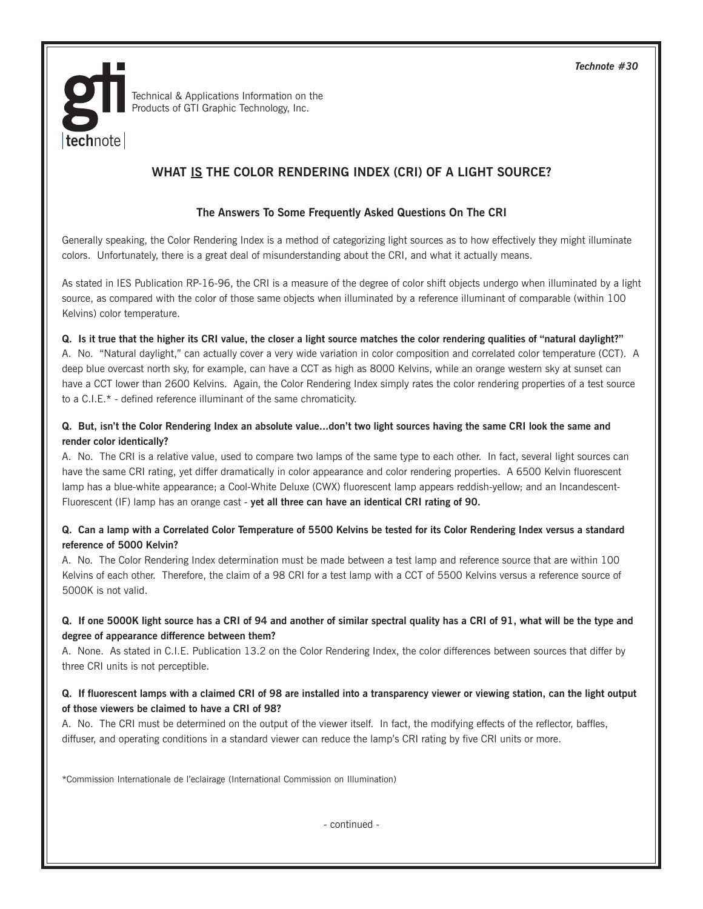*Technote #30*

**gti** | **tech**note |

Technical & Applications Information on the Products of GTI Graphic Technology, Inc.

## WHAT <u>IS</u> THE COLOR RENDERING INDEX (CRI) OF A LIGHT SOURCE?

### The Answers To Some Frequently Asked Questions On The CRI

Generally speaking, the Color Rendering Index is a method of categorizing light sources as to how effectively they might illuminate colors. Unfortunately, there is a great deal of misunderstanding about the CRI, and what it actually means.

As stated in IES Publication RP-16-96, the CRI is a measure of the degree of color shift objects undergo when illuminated by a light source, as compared with the color of those same objects when illuminated by a reference illuminant of comparable (within 100 Kelvins) color temperature.

**Q. Is it true that the higher its CRI value, the closer a light source matches the color rendering qualities of "natural daylight?"**
A. No. "Natural daylight," can actually cover a very wide variation in color composition and correlated color temperature (CCT). A deep blue overcast north sky, for example, can have a CCT as high as 8000 Kelvins, while an orange western sky at sunset can have a CCT lower than 2600 Kelvins. Again, the Color Rendering Index simply rates the color rendering properties of a test source to a C.I.E.* - defined reference illuminant of the same chromaticity.

**Q. But, isn't the Color Rendering Index an absolute value...don't two light sources having the same CRI look the same and render color identically?**
A. No. The CRI is a relative value, used to compare two lamps of the same type to each other. In fact, several light sources can have the same CRI rating, yet differ dramatically in color appearance and color rendering properties. A 6500 Kelvin fluorescent lamp has a blue-white appearance; a Cool-White Deluxe (CWX) fluorescent lamp appears reddish-yellow; and an Incandescent-Fluorescent (IF) lamp has an orange cast - **yet all three can have an identical CRI rating of 90.**

**Q. Can a lamp with a Correlated Color Temperature of 5500 Kelvins be tested for its Color Rendering Index versus a standard reference of 5000 Kelvin?**
A. No. The Color Rendering Index determination must be made between a test lamp and reference source that are within 100 Kelvins of each other. Therefore, the claim of a 98 CRI for a test lamp with a CCT of 5500 Kelvins versus a reference source of 5000K is not valid.

**Q. If one 5000K light source has a CRI of 94 and another of similar spectral quality has a CRI of 91, what will be the type and degree of appearance difference between them?**
A. None. As stated in C.I.E. Publication 13.2 on the Color Rendering Index, the color differences between sources that differ by three CRI units is not perceptible.

**Q. If fluorescent lamps with a claimed CRI of 98 are installed into a transparency viewer or viewing station, can the light output of those viewers be claimed to have a CRI of 98?**
A. No. The CRI must be determined on the output of the viewer itself. In fact, the modifying effects of the reflector, baffles, diffuser, and operating conditions in a standard viewer can reduce the lamp's CRI rating by five CRI units or more.

*Commission Internationale de l'eclairage (International Commission on Illumination)

- continued -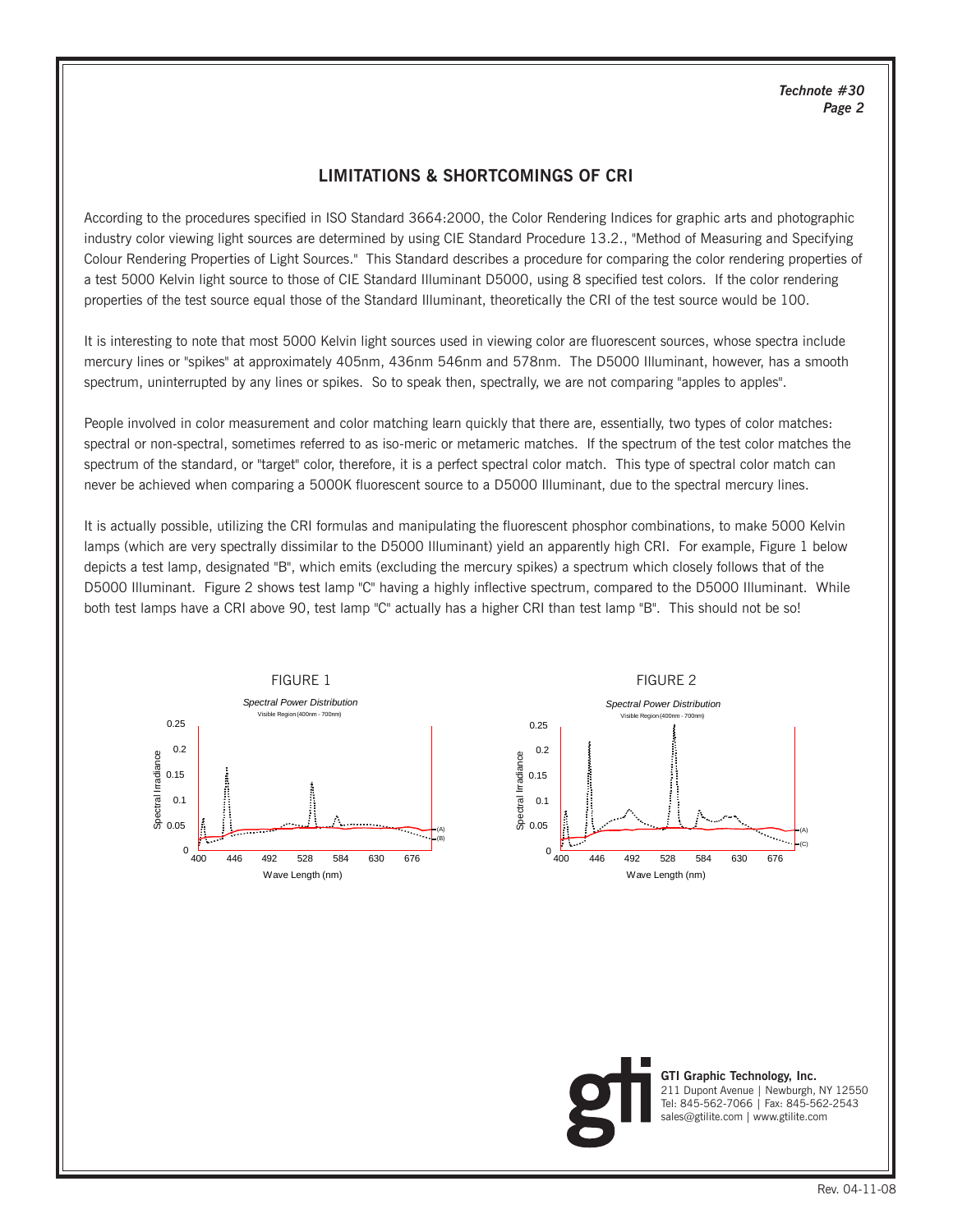## LIMITATIONS & SHORTCOMINGS OF CRI

According to the procedures specified in ISO Standard 3664:2000, the Color Rendering Indices for graphic arts and photographic industry color viewing light sources are determined by using CIE Standard Procedure 13.2., "Method of Measuring and Specifying Colour Rendering Properties of Light Sources." This Standard describes a procedure for comparing the color rendering properties of a test 5000 Kelvin light source to those of CIE Standard Illuminant D5000, using 8 specified test colors. If the color rendering properties of the test source equal those of the Standard Illuminant, theoretically the CRI of the test source would be 100.

It is interesting to note that most 5000 Kelvin light sources used in viewing color are fluorescent sources, whose spectra include mercury lines or "spikes" at approximately 405nm, 436nm 546nm and 578nm. The D5000 Illuminant, however, has a smooth spectrum, uninterrupted by any lines or spikes. So to speak then, spectrally, we are not comparing "apples to apples".

People involved in color measurement and color matching learn quickly that there are, essentially, two types of color matches: spectral or non-spectral, sometimes referred to as iso-meric or metameric matches. If the spectrum of the test color matches the spectrum of the standard, or "target" color, therefore, it is a perfect spectral color match. This type of spectral color match can never be achieved when comparing a 5000K fluorescent source to a D5000 Illuminant, due to the spectral mercury lines.

It is actually possible, utilizing the CRI formulas and manipulating the fluorescent phosphor combinations, to make 5000 Kelvin lamps (which are very spectrally dissimilar to the D5000 Illuminant) yield an apparently high CRI. For example, Figure 1 below depicts a test lamp, designated "B", which emits (excluding the mercury spikes) a spectrum which closely follows that of the D5000 Illuminant. Figure 2 shows test lamp "C" having a highly inflective spectrum, compared to the D5000 Illuminant. While both test lamps have a CRI above 90, test lamp "C" actually has a higher CRI than test lamp "B". This should not be so!

FIGURE 1

*Spectral Power Distribution*

Visible Region (400nm - 700nm)

Spectral Irradiance

0.25
0.2
0.15
0.1
0.05
0

400 446 492 528 584 630 676

Wave Length (nm)

(A)
(B)

FIGURE 2

*Spectral Power Distribution*

Visible Region (400nm - 700nm)

Spectral Irradiance

0.25
0.2
0.15
0.1
0.05
0

400 446 492 528 584 630 676

Wave Length (nm)

(A)
(C)

**GTI Graphic Technology, Inc.**
211 Dupont Avenue | Newburgh, NY 12550
Tel: 845-562-7066 | Fax: 845-562-2543
sales@gtilite.com | www.gtilite.com

Rev. 04-11-08